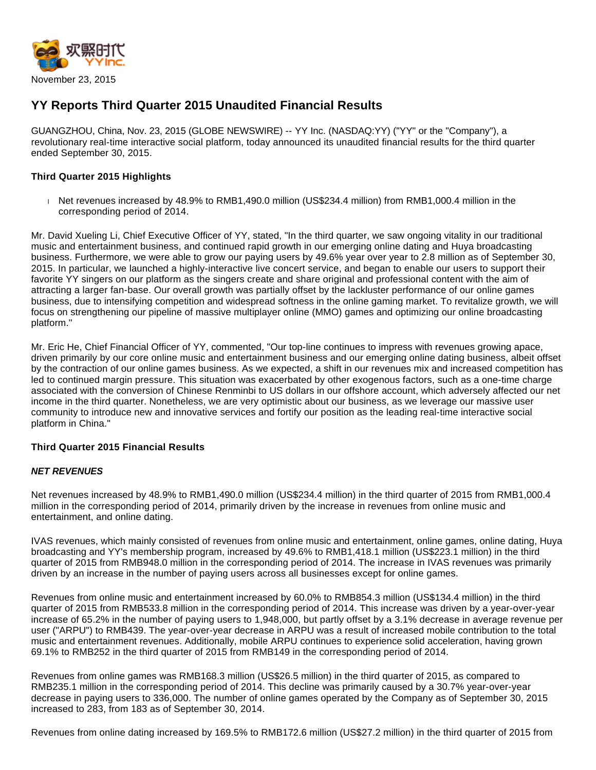November 23, 2015

# YY Reports Third Quarter 2015 Unaudited Financial Results

GUANGZHOU, China, Nov. 23, 2015 (GLOBE NEWSWIRE) -- YY Inc. (NASDAQ:YY) ("YY" or the "Company"), a revolutionary real-time interactive social platform, today announced its unaudited financial results for the third quarter ended September 30, 2015.

**Third Quarter 2015 Highlights**

- Net revenues increased by 48.9% to RMB1,490.0 million (US$234.4 million) from RMB1,000.4 million in the corresponding period of 2014.

Mr. David Xueling Li, Chief Executive Officer of YY, stated, "In the third quarter, we saw ongoing vitality in our traditional music and entertainment business, and continued rapid growth in our emerging online dating and Huya broadcasting business. Furthermore, we were able to grow our paying users by 49.6% year over year to 2.8 million as of September 30, 2015. In particular, we launched a highly-interactive live concert service, and began to enable our users to support their favorite YY singers on our platform as the singers create and share original and professional content with the aim of attracting a larger fan-base. Our overall growth was partially offset by the lackluster performance of our online games business, due to intensifying competition and widespread softness in the online gaming market. To revitalize growth, we will focus on strengthening our pipeline of massive multiplayer online (MMO) games and optimizing our online broadcasting platform."

Mr. Eric He, Chief Financial Officer of YY, commented, "Our top-line continues to impress with revenues growing apace, driven primarily by our core online music and entertainment business and our emerging online dating business, albeit offset by the contraction of our online games business. As we expected, a shift in our revenues mix and increased competition has led to continued margin pressure. This situation was exacerbated by other exogenous factors, such as a one-time charge associated with the conversion of Chinese Renminbi to US dollars in our offshore account, which adversely affected our net income in the third quarter. Nonetheless, we are very optimistic about our business, as we leverage our massive user community to introduce new and innovative services and fortify our position as the leading real-time interactive social platform in China."

**Third Quarter 2015 Financial Results**

***NET REVENUES***

Net revenues increased by 48.9% to RMB1,490.0 million (US$234.4 million) in the third quarter of 2015 from RMB1,000.4 million in the corresponding period of 2014, primarily driven by the increase in revenues from online music and entertainment, and online dating.

IVAS revenues, which mainly consisted of revenues from online music and entertainment, online games, online dating, Huya broadcasting and YY's membership program, increased by 49.6% to RMB1,418.1 million (US$223.1 million) in the third quarter of 2015 from RMB948.0 million in the corresponding period of 2014. The increase in IVAS revenues was primarily driven by an increase in the number of paying users across all businesses except for online games.

Revenues from online music and entertainment increased by 60.0% to RMB854.3 million (US$134.4 million) in the third quarter of 2015 from RMB533.8 million in the corresponding period of 2014. This increase was driven by a year-over-year increase of 65.2% in the number of paying users to 1,948,000, but partly offset by a 3.1% decrease in average revenue per user ("ARPU") to RMB439. The year-over-year decrease in ARPU was a result of increased mobile contribution to the total music and entertainment revenues. Additionally, mobile ARPU continues to experience solid acceleration, having grown 69.1% to RMB252 in the third quarter of 2015 from RMB149 in the corresponding period of 2014.

Revenues from online games was RMB168.3 million (US$26.5 million) in the third quarter of 2015, as compared to RMB235.1 million in the corresponding period of 2014. This decline was primarily caused by a 30.7% year-over-year decrease in paying users to 336,000. The number of online games operated by the Company as of September 30, 2015 increased to 283, from 183 as of September 30, 2014.

Revenues from online dating increased by 169.5% to RMB172.6 million (US$27.2 million) in the third quarter of 2015 from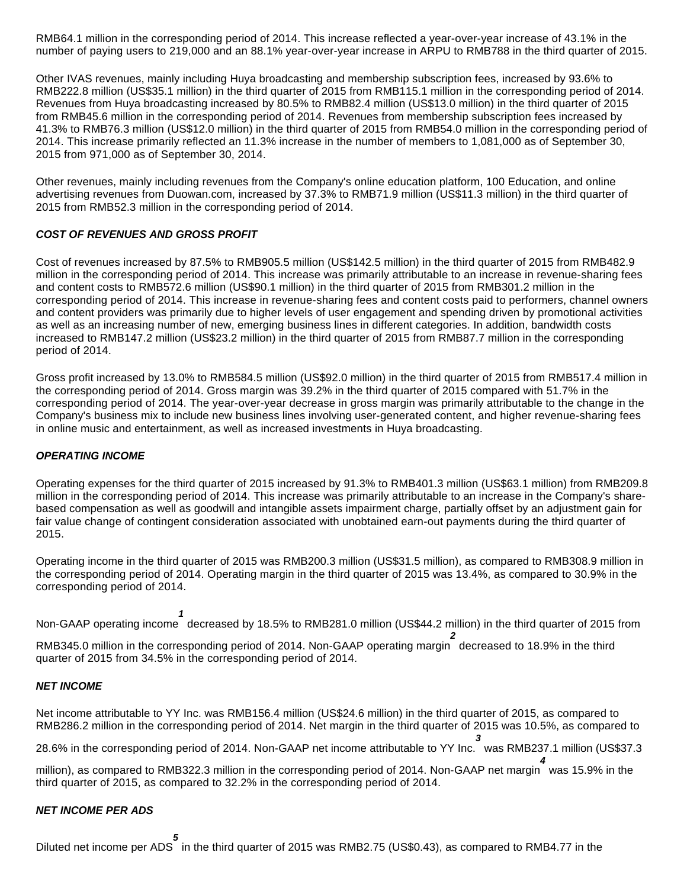RMB64.1 million in the corresponding period of 2014. This increase reflected a year-over-year increase of 43.1% in the number of paying users to 219,000 and an 88.1% year-over-year increase in ARPU to RMB788 in the third quarter of 2015.

Other IVAS revenues, mainly including Huya broadcasting and membership subscription fees, increased by 93.6% to RMB222.8 million (US$35.1 million) in the third quarter of 2015 from RMB115.1 million in the corresponding period of 2014. Revenues from Huya broadcasting increased by 80.5% to RMB82.4 million (US$13.0 million) in the third quarter of 2015 from RMB45.6 million in the corresponding period of 2014. Revenues from membership subscription fees increased by 41.3% to RMB76.3 million (US$12.0 million) in the third quarter of 2015 from RMB54.0 million in the corresponding period of 2014. This increase primarily reflected an 11.3% increase in the number of members to 1,081,000 as of September 30, 2015 from 971,000 as of September 30, 2014.

Other revenues, mainly including revenues from the Company's online education platform, 100 Education, and online advertising revenues from Duowan.com, increased by 37.3% to RMB71.9 million (US$11.3 million) in the third quarter of 2015 from RMB52.3 million in the corresponding period of 2014.

***COST OF REVENUES AND GROSS PROFIT***

Cost of revenues increased by 87.5% to RMB905.5 million (US$142.5 million) in the third quarter of 2015 from RMB482.9 million in the corresponding period of 2014. This increase was primarily attributable to an increase in revenue-sharing fees and content costs to RMB572.6 million (US$90.1 million) in the third quarter of 2015 from RMB301.2 million in the corresponding period of 2014. This increase in revenue-sharing fees and content costs paid to performers, channel owners and content providers was primarily due to higher levels of user engagement and spending driven by promotional activities as well as an increasing number of new, emerging business lines in different categories. In addition, bandwidth costs increased to RMB147.2 million (US$23.2 million) in the third quarter of 2015 from RMB87.7 million in the corresponding period of 2014.

Gross profit increased by 13.0% to RMB584.5 million (US$92.0 million) in the third quarter of 2015 from RMB517.4 million in the corresponding period of 2014. Gross margin was 39.2% in the third quarter of 2015 compared with 51.7% in the corresponding period of 2014. The year-over-year decrease in gross margin was primarily attributable to the change in the Company's business mix to include new business lines involving user-generated content, and higher revenue-sharing fees in online music and entertainment, as well as increased investments in Huya broadcasting.

***OPERATING INCOME***

Operating expenses for the third quarter of 2015 increased by 91.3% to RMB401.3 million (US$63.1 million) from RMB209.8 million in the corresponding period of 2014. This increase was primarily attributable to an increase in the Company's share-based compensation as well as goodwill and intangible assets impairment charge, partially offset by an adjustment gain for fair value change of contingent consideration associated with unobtained earn-out payments during the third quarter of 2015.

Operating income in the third quarter of 2015 was RMB200.3 million (US$31.5 million), as compared to RMB308.9 million in the corresponding period of 2014. Operating margin in the third quarter of 2015 was 13.4%, as compared to 30.9% in the corresponding period of 2014.

Non-GAAP operating income[1] decreased by 18.5% to RMB281.0 million (US$44.2 million) in the third quarter of 2015 from RMB345.0 million in the corresponding period of 2014. Non-GAAP operating margin[2] decreased to 18.9% in the third quarter of 2015 from 34.5% in the corresponding period of 2014.

***NET INCOME***

Net income attributable to YY Inc. was RMB156.4 million (US$24.6 million) in the third quarter of 2015, as compared to RMB286.2 million in the corresponding period of 2014. Net margin in the third quarter of 2015 was 10.5%, as compared to 28.6% in the corresponding period of 2014. Non-GAAP net income attributable to YY Inc.[3] was RMB237.1 million (US$37.3 million), as compared to RMB322.3 million in the corresponding period of 2014. Non-GAAP net margin[4] was 15.9% in the third quarter of 2015, as compared to 32.2% in the corresponding period of 2014.

***NET INCOME PER ADS***

Diluted net income per ADS[5] in the third quarter of 2015 was RMB2.75 (US$0.43), as compared to RMB4.77 in the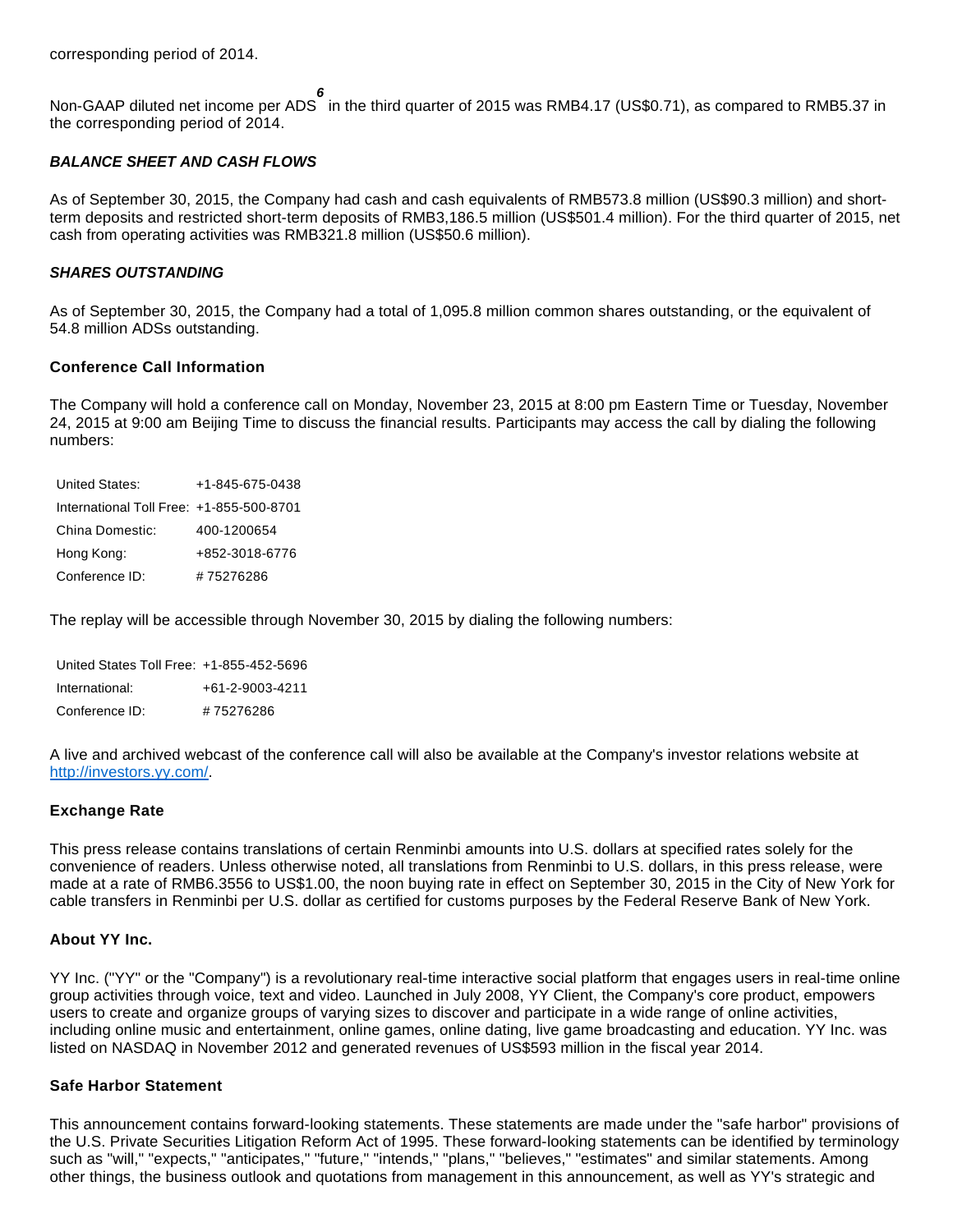corresponding period of 2014.

Non-GAAP diluted net income per ADS[6] in the third quarter of 2015 was RMB4.17 (US$0.71), as compared to RMB5.37 in the corresponding period of 2014.

***BALANCE SHEET AND CASH FLOWS***

As of September 30, 2015, the Company had cash and cash equivalents of RMB573.8 million (US$90.3 million) and short-term deposits and restricted short-term deposits of RMB3,186.5 million (US$501.4 million). For the third quarter of 2015, net cash from operating activities was RMB321.8 million (US$50.6 million).

***SHARES OUTSTANDING***

As of September 30, 2015, the Company had a total of 1,095.8 million common shares outstanding, or the equivalent of 54.8 million ADSs outstanding.

**Conference Call Information**

The Company will hold a conference call on Monday, November 23, 2015 at 8:00 pm Eastern Time or Tuesday, November 24, 2015 at 9:00 am Beijing Time to discuss the financial results. Participants may access the call by dialing the following numbers:

| | |
|---|---|
| United States: | +1-845-675-0438 |
| International Toll Free: | +1-855-500-8701 |
| China Domestic: | 400-1200654 |
| Hong Kong: | +852-3018-6776 |
| Conference ID: | #75276286 |

The replay will be accessible through November 30, 2015 by dialing the following numbers:

| | |
|---|---|
| United States Toll Free: | +1-855-452-5696 |
| International: | +61-2-9003-4211 |
| Conference ID: | #75276286 |

A live and archived webcast of the conference call will also be available at the Company's investor relations website at http://investors.yy.com/.

**Exchange Rate**

This press release contains translations of certain Renminbi amounts into U.S. dollars at specified rates solely for the convenience of readers. Unless otherwise noted, all translations from Renminbi to U.S. dollars, in this press release, were made at a rate of RMB6.3556 to US$1.00, the noon buying rate in effect on September 30, 2015 in the City of New York for cable transfers in Renminbi per U.S. dollar as certified for customs purposes by the Federal Reserve Bank of New York.

**About YY Inc.**

YY Inc. ("YY" or the "Company") is a revolutionary real-time interactive social platform that engages users in real-time online group activities through voice, text and video. Launched in July 2008, YY Client, the Company's core product, empowers users to create and organize groups of varying sizes to discover and participate in a wide range of online activities, including online music and entertainment, online games, online dating, live game broadcasting and education. YY Inc. was listed on NASDAQ in November 2012 and generated revenues of US$593 million in the fiscal year 2014.

**Safe Harbor Statement**

This announcement contains forward-looking statements. These statements are made under the "safe harbor" provisions of the U.S. Private Securities Litigation Reform Act of 1995. These forward-looking statements can be identified by terminology such as "will," "expects," "anticipates," "future," "intends," "plans," "believes," "estimates" and similar statements. Among other things, the business outlook and quotations from management in this announcement, as well as YY's strategic and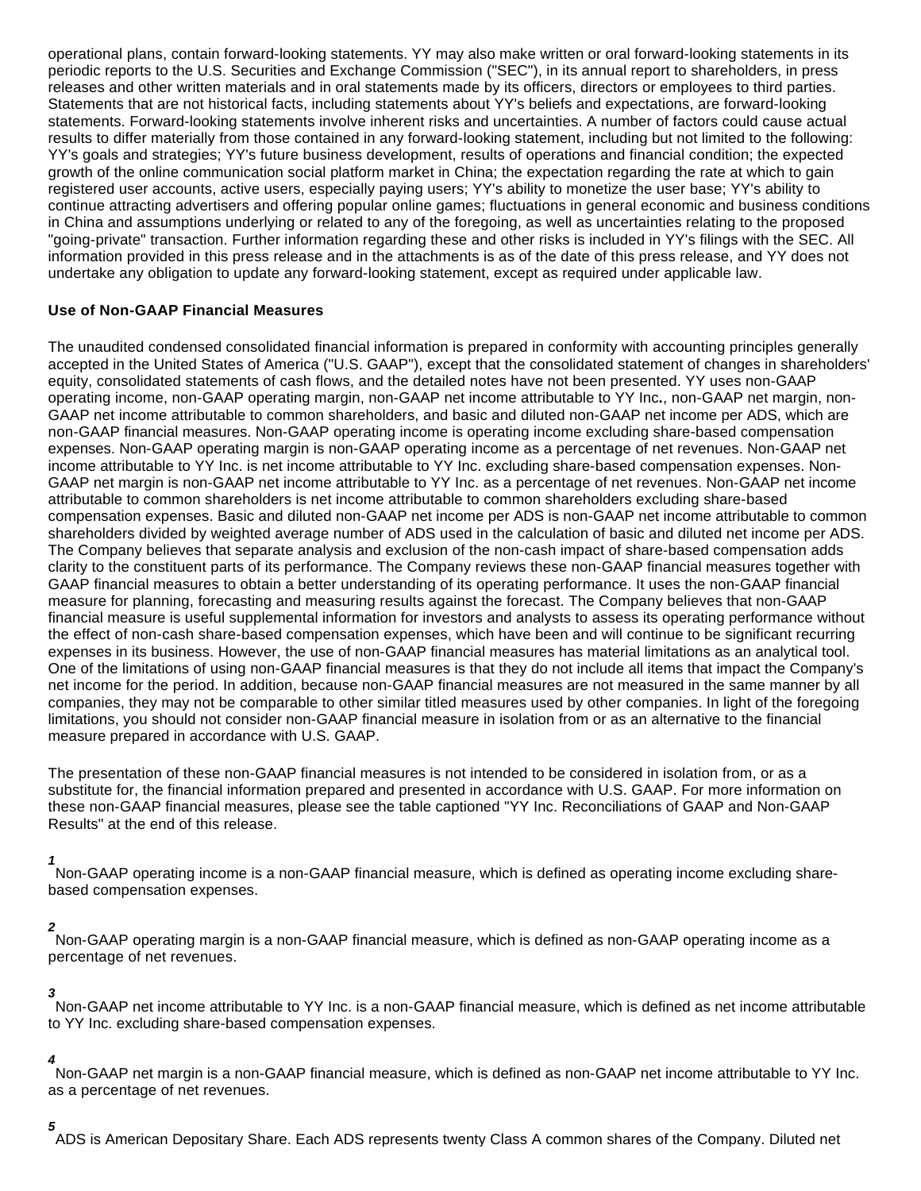operational plans, contain forward-looking statements. YY may also make written or oral forward-looking statements in its periodic reports to the U.S. Securities and Exchange Commission ("SEC"), in its annual report to shareholders, in press releases and other written materials and in oral statements made by its officers, directors or employees to third parties. Statements that are not historical facts, including statements about YY's beliefs and expectations, are forward-looking statements. Forward-looking statements involve inherent risks and uncertainties. A number of factors could cause actual results to differ materially from those contained in any forward-looking statement, including but not limited to the following: YY's goals and strategies; YY's future business development, results of operations and financial condition; the expected growth of the online communication social platform market in China; the expectation regarding the rate at which to gain registered user accounts, active users, especially paying users; YY's ability to monetize the user base; YY's ability to continue attracting advertisers and offering popular online games; fluctuations in general economic and business conditions in China and assumptions underlying or related to any of the foregoing, as well as uncertainties relating to the proposed "going-private" transaction. Further information regarding these and other risks is included in YY's filings with the SEC. All information provided in this press release and in the attachments is as of the date of this press release, and YY does not undertake any obligation to update any forward-looking statement, except as required under applicable law.

**Use of Non-GAAP Financial Measures**

The unaudited condensed consolidated financial information is prepared in conformity with accounting principles generally accepted in the United States of America ("U.S. GAAP"), except that the consolidated statement of changes in shareholders' equity, consolidated statements of cash flows, and the detailed notes have not been presented. YY uses non-GAAP operating income, non-GAAP operating margin, non-GAAP net income attributable to YY Inc**.**, non-GAAP net margin, non-GAAP net income attributable to common shareholders, and basic and diluted non-GAAP net income per ADS, which are non-GAAP financial measures. Non-GAAP operating income is operating income excluding share-based compensation expenses. Non-GAAP operating margin is non-GAAP operating income as a percentage of net revenues. Non-GAAP net income attributable to YY Inc. is net income attributable to YY Inc. excluding share-based compensation expenses. Non-GAAP net margin is non-GAAP net income attributable to YY Inc. as a percentage of net revenues. Non-GAAP net income attributable to common shareholders is net income attributable to common shareholders excluding share-based compensation expenses. Basic and diluted non-GAAP net income per ADS is non-GAAP net income attributable to common shareholders divided by weighted average number of ADS used in the calculation of basic and diluted net income per ADS. The Company believes that separate analysis and exclusion of the non-cash impact of share-based compensation adds clarity to the constituent parts of its performance. The Company reviews these non-GAAP financial measures together with GAAP financial measures to obtain a better understanding of its operating performance. It uses the non-GAAP financial measure for planning, forecasting and measuring results against the forecast. The Company believes that non-GAAP financial measure is useful supplemental information for investors and analysts to assess its operating performance without the effect of non-cash share-based compensation expenses, which have been and will continue to be significant recurring expenses in its business. However, the use of non-GAAP financial measures has material limitations as an analytical tool. One of the limitations of using non-GAAP financial measures is that they do not include all items that impact the Company's net income for the period. In addition, because non-GAAP financial measures are not measured in the same manner by all companies, they may not be comparable to other similar titled measures used by other companies. In light of the foregoing limitations, you should not consider non-GAAP financial measure in isolation from or as an alternative to the financial measure prepared in accordance with U.S. GAAP.

The presentation of these non-GAAP financial measures is not intended to be considered in isolation from, or as a substitute for, the financial information prepared and presented in accordance with U.S. GAAP. For more information on these non-GAAP financial measures, please see the table captioned "YY Inc. Reconciliations of GAAP and Non-GAAP Results" at the end of this release.

[1] Non-GAAP operating income is a non-GAAP financial measure, which is defined as operating income excluding share-based compensation expenses.

[2] Non-GAAP operating margin is a non-GAAP financial measure, which is defined as non-GAAP operating income as a percentage of net revenues.

[3] Non-GAAP net income attributable to YY Inc. is a non-GAAP financial measure, which is defined as net income attributable to YY Inc. excluding share-based compensation expenses.

[4] Non-GAAP net margin is a non-GAAP financial measure, which is defined as non-GAAP net income attributable to YY Inc. as a percentage of net revenues.

[5] ADS is American Depositary Share. Each ADS represents twenty Class A common shares of the Company. Diluted net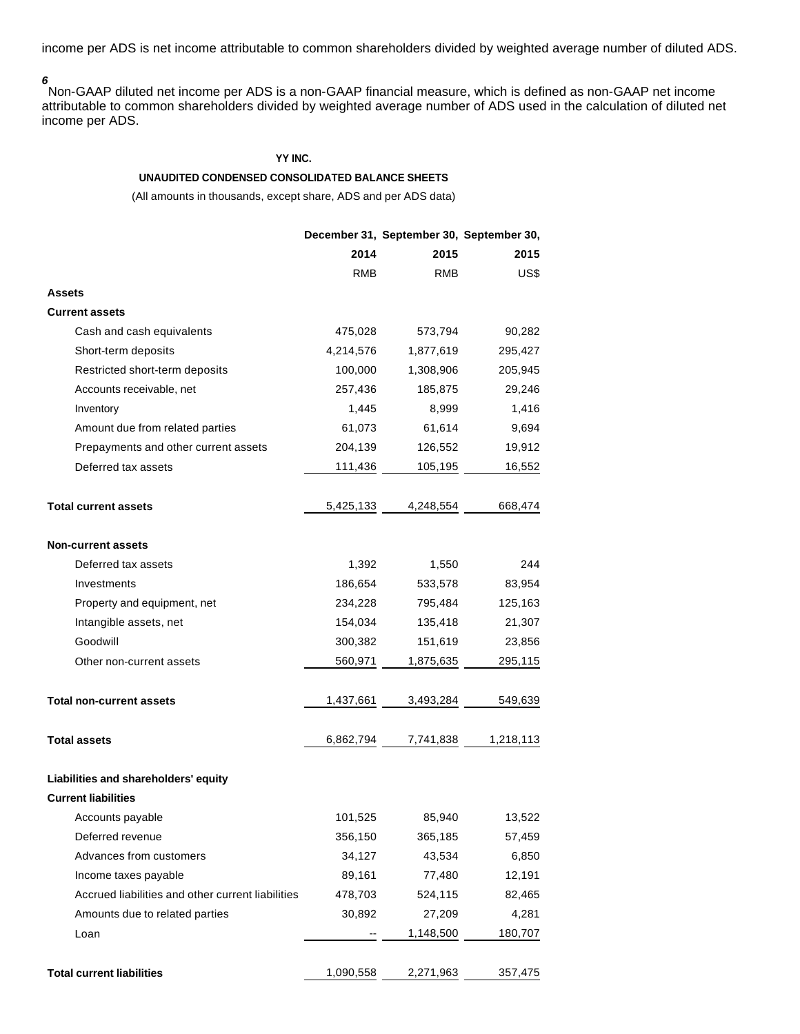income per ADS is net income attributable to common shareholders divided by weighted average number of diluted ADS.

[6] Non-GAAP diluted net income per ADS is a non-GAAP financial measure, which is defined as non-GAAP net income attributable to common shareholders divided by weighted average number of ADS used in the calculation of diluted net income per ADS.

**YY INC.**

**UNAUDITED CONDENSED CONSOLIDATED BALANCE SHEETS**

(All amounts in thousands, except share, ADS and per ADS data)

| | December 31, 2014 | September 30, 2015 | September 30, 2015 |
|---|---|---|---|
| | RMB | RMB | US$ |
| **Assets** | | | |
| **Current assets** | | | |
| Cash and cash equivalents | 475,028 | 573,794 | 90,282 |
| Short-term deposits | 4,214,576 | 1,877,619 | 295,427 |
| Restricted short-term deposits | 100,000 | 1,308,906 | 205,945 |
| Accounts receivable, net | 257,436 | 185,875 | 29,246 |
| Inventory | 1,445 | 8,999 | 1,416 |
| Amount due from related parties | 61,073 | 61,614 | 9,694 |
| Prepayments and other current assets | 204,139 | 126,552 | 19,912 |
| Deferred tax assets | 111,436 | 105,195 | 16,552 |
| **Total current assets** | 5,425,133 | 4,248,554 | 668,474 |
| **Non-current assets** | | | |
| Deferred tax assets | 1,392 | 1,550 | 244 |
| Investments | 186,654 | 533,578 | 83,954 |
| Property and equipment, net | 234,228 | 795,484 | 125,163 |
| Intangible assets, net | 154,034 | 135,418 | 21,307 |
| Goodwill | 300,382 | 151,619 | 23,856 |
| Other non-current assets | 560,971 | 1,875,635 | 295,115 |
| **Total non-current assets** | 1,437,661 | 3,493,284 | 549,639 |
| **Total assets** | 6,862,794 | 7,741,838 | 1,218,113 |
| **Liabilities and shareholders' equity** | | | |
| **Current liabilities** | | | |
| Accounts payable | 101,525 | 85,940 | 13,522 |
| Deferred revenue | 356,150 | 365,185 | 57,459 |
| Advances from customers | 34,127 | 43,534 | 6,850 |
| Income taxes payable | 89,161 | 77,480 | 12,191 |
| Accrued liabilities and other current liabilities | 478,703 | 524,115 | 82,465 |
| Amounts due to related parties | 30,892 | 27,209 | 4,281 |
| Loan | -- | 1,148,500 | 180,707 |
| **Total current liabilities** | 1,090,558 | 2,271,963 | 357,475 |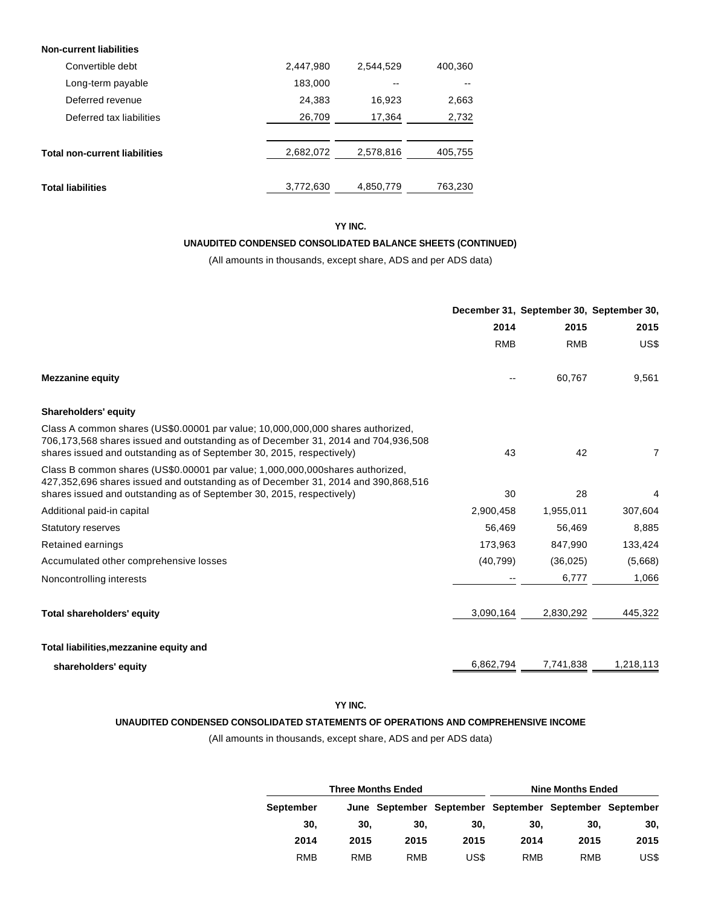| | | | |
|---|---|---|---|
| **Non-current liabilities** | | | |
| Convertible debt | 2,447,980 | 2,544,529 | 400,360 |
| Long-term payable | 183,000 | -- | -- |
| Deferred revenue | 24,383 | 16,923 | 2,663 |
| Deferred tax liabilities | 26,709 | 17,364 | 2,732 |
| **Total non-current liabilities** | 2,682,072 | 2,578,816 | 405,755 |
| **Total liabilities** | 3,772,630 | 4,850,779 | 763,230 |

**YY INC.**

**UNAUDITED CONDENSED CONSOLIDATED BALANCE SHEETS (CONTINUED)**

(All amounts in thousands, except share, ADS and per ADS data)

| | December 31, 2014 | September 30, 2015 | September 30, 2015 |
|---|---|---|---|
| | RMB | RMB | US$ |
| **Mezzanine equity** | -- | 60,767 | 9,561 |
| **Shareholders' equity** | | | |
| Class A common shares (US$0.00001 par value; 10,000,000,000 shares authorized, 706,173,568 shares issued and outstanding as of December 31, 2014 and 704,936,508 shares issued and outstanding as of September 30, 2015, respectively) | 43 | 42 | 7 |
| Class B common shares (US$0.00001 par value; 1,000,000,000shares authorized, 427,352,696 shares issued and outstanding as of December 31, 2014 and 390,868,516 shares issued and outstanding as of September 30, 2015, respectively) | 30 | 28 | 4 |
| Additional paid-in capital | 2,900,458 | 1,955,011 | 307,604 |
| Statutory reserves | 56,469 | 56,469 | 8,885 |
| Retained earnings | 173,963 | 847,990 | 133,424 |
| Accumulated other comprehensive losses | (40,799) | (36,025) | (5,668) |
| Noncontrolling interests | -- | 6,777 | 1,066 |
| **Total shareholders' equity** | 3,090,164 | 2,830,292 | 445,322 |
| **Total liabilities,mezzanine equity and shareholders' equity** | 6,862,794 | 7,741,838 | 1,218,113 |

**YY INC.**

**UNAUDITED CONDENSED CONSOLIDATED STATEMENTS OF OPERATIONS AND COMPREHENSIVE INCOME**

(All amounts in thousands, except share, ADS and per ADS data)

| Three Months Ended | | | | Nine Months Ended | | |
|---|---|---|---|---|---|---|
| September 30, 2014 | June 30, 2015 | September 30, 2015 | September 30, 2015 | September 30, 2014 | September 30, 2015 | September 30, 2015 |
| RMB | RMB | RMB | US$ | RMB | RMB | US$ |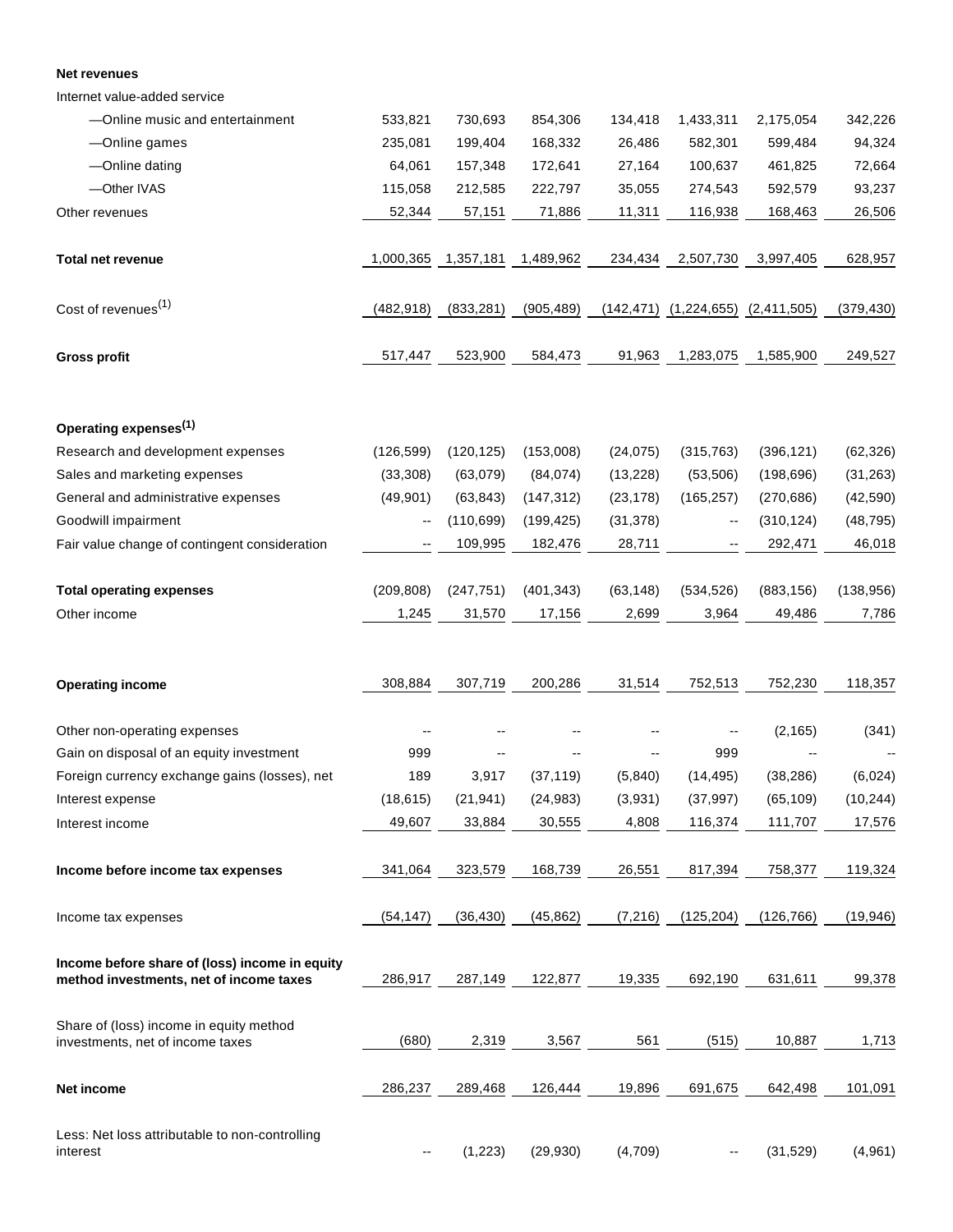| | | | | | | | |
|---|---|---|---|---|---|---|---|
| **Net revenues** | | | | | | | |
| Internet value-added service | | | | | | | |
| —Online music and entertainment | 533,821 | 730,693 | 854,306 | 134,418 | 1,433,311 | 2,175,054 | 342,226 |
| —Online games | 235,081 | 199,404 | 168,332 | 26,486 | 582,301 | 599,484 | 94,324 |
| —Online dating | 64,061 | 157,348 | 172,641 | 27,164 | 100,637 | 461,825 | 72,664 |
| —Other IVAS | 115,058 | 212,585 | 222,797 | 35,055 | 274,543 | 592,579 | 93,237 |
| Other revenues | 52,344 | 57,151 | 71,886 | 11,311 | 116,938 | 168,463 | 26,506 |
| **Total net revenue** | 1,000,365 | 1,357,181 | 1,489,962 | 234,434 | 2,507,730 | 3,997,405 | 628,957 |
| Cost of revenues[(1)] | (482,918) | (833,281) | (905,489) | (142,471) | (1,224,655) | (2,411,505) | (379,430) |
| **Gross profit** | 517,447 | 523,900 | 584,473 | 91,963 | 1,283,075 | 1,585,900 | 249,527 |
| **Operating expenses[(1)]** | | | | | | | |
| Research and development expenses | (126,599) | (120,125) | (153,008) | (24,075) | (315,763) | (396,121) | (62,326) |
| Sales and marketing expenses | (33,308) | (63,079) | (84,074) | (13,228) | (53,506) | (198,696) | (31,263) |
| General and administrative expenses | (49,901) | (63,843) | (147,312) | (23,178) | (165,257) | (270,686) | (42,590) |
| Goodwill impairment | -- | (110,699) | (199,425) | (31,378) | -- | (310,124) | (48,795) |
| Fair value change of contingent consideration | -- | 109,995 | 182,476 | 28,711 | -- | 292,471 | 46,018 |
| **Total operating expenses** | (209,808) | (247,751) | (401,343) | (63,148) | (534,526) | (883,156) | (138,956) |
| Other income | 1,245 | 31,570 | 17,156 | 2,699 | 3,964 | 49,486 | 7,786 |
| **Operating income** | 308,884 | 307,719 | 200,286 | 31,514 | 752,513 | 752,230 | 118,357 |
| Other non-operating expenses | -- | -- | -- | -- | -- | (2,165) | (341) |
| Gain on disposal of an equity investment | 999 | -- | -- | -- | 999 | -- | -- |
| Foreign currency exchange gains (losses), net | 189 | 3,917 | (37,119) | (5,840) | (14,495) | (38,286) | (6,024) |
| Interest expense | (18,615) | (21,941) | (24,983) | (3,931) | (37,997) | (65,109) | (10,244) |
| Interest income | 49,607 | 33,884 | 30,555 | 4,808 | 116,374 | 111,707 | 17,576 |
| **Income before income tax expenses** | 341,064 | 323,579 | 168,739 | 26,551 | 817,394 | 758,377 | 119,324 |
| Income tax expenses | (54,147) | (36,430) | (45,862) | (7,216) | (125,204) | (126,766) | (19,946) |
| **Income before share of (loss) income in equity method investments, net of income taxes** | 286,917 | 287,149 | 122,877 | 19,335 | 692,190 | 631,611 | 99,378 |
| Share of (loss) income in equity method investments, net of income taxes | (680) | 2,319 | 3,567 | 561 | (515) | 10,887 | 1,713 |
| **Net income** | 286,237 | 289,468 | 126,444 | 19,896 | 691,675 | 642,498 | 101,091 |
| Less: Net loss attributable to non-controlling interest | -- | (1,223) | (29,930) | (4,709) | -- | (31,529) | (4,961) |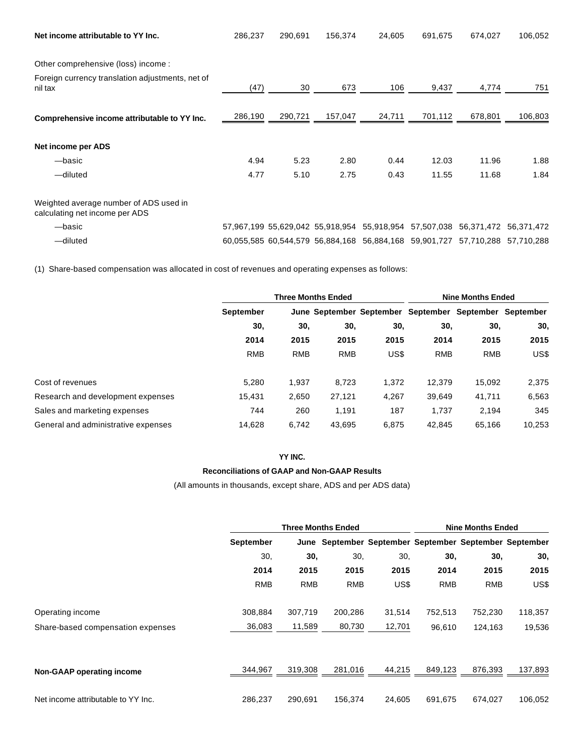| | | | | | | | |
|---|---|---|---|---|---|---|---|
| **Net income attributable to YY Inc.** | 286,237 | 290,691 | 156,374 | 24,605 | 691,675 | 674,027 | 106,052 |
| Other comprehensive (loss) income : | | | | | | | |
| Foreign currency translation adjustments, net of nil tax | (47) | 30 | 673 | 106 | 9,437 | 4,774 | 751 |
| **Comprehensive income attributable to YY Inc.** | 286,190 | 290,721 | 157,047 | 24,711 | 701,112 | 678,801 | 106,803 |
| **Net income per ADS** | | | | | | | |
| —basic | 4.94 | 5.23 | 2.80 | 0.44 | 12.03 | 11.96 | 1.88 |
| —diluted | 4.77 | 5.10 | 2.75 | 0.43 | 11.55 | 11.68 | 1.84 |
| Weighted average number of ADS used in calculating net income per ADS | | | | | | | |
| —basic | 57,967,199 | 55,629,042 | 55,918,954 | 55,918,954 | 57,507,038 | 56,371,472 | 56,371,472 |
| —diluted | 60,055,585 | 60,544,579 | 56,884,168 | 56,884,168 | 59,901,727 | 57,710,288 | 57,710,288 |

(1) Share-based compensation was allocated in cost of revenues and operating expenses as follows:

| | **Three Months Ended** | | | | **Nine Months Ended** | | |
|---|---|---|---|---|---|---|---|
| | **September 30, 2014** | **June 30, 2015** | **September 30, 2015** | **September 30, 2015** | **September 30, 2014** | **September 30, 2015** | **September 30, 2015** |
| | RMB | RMB | RMB | US$ | RMB | RMB | US$ |
| Cost of revenues | 5,280 | 1,937 | 8,723 | 1,372 | 12,379 | 15,092 | 2,375 |
| Research and development expenses | 15,431 | 2,650 | 27,121 | 4,267 | 39,649 | 41,711 | 6,563 |
| Sales and marketing expenses | 744 | 260 | 1,191 | 187 | 1,737 | 2,194 | 345 |
| General and administrative expenses | 14,628 | 6,742 | 43,695 | 6,875 | 42,845 | 65,166 | 10,253 |

**YY INC.**

**Reconciliations of GAAP and Non-GAAP Results**

(All amounts in thousands, except share, ADS and per ADS data)

| | **Three Months Ended** | | | | **Nine Months Ended** | | |
|---|---|---|---|---|---|---|---|
| | **September** 30, **2014** | **June 30, 2015** | **September** 30, **2015** | **September** 30, **2015** | **September 30, 2014** | **September 30, 2015** | **September 30, 2015** |
| | RMB | RMB | RMB | US$ | RMB | RMB | US$ |
| Operating income | 308,884 | 307,719 | 200,286 | 31,514 | 752,513 | 752,230 | 118,357 |
| Share-based compensation expenses | 36,083 | 11,589 | 80,730 | 12,701 | 96,610 | 124,163 | 19,536 |
| **Non-GAAP operating income** | 344,967 | 319,308 | 281,016 | 44,215 | 849,123 | 876,393 | 137,893 |
| Net income attributable to YY Inc. | 286,237 | 290,691 | 156,374 | 24,605 | 691,675 | 674,027 | 106,052 |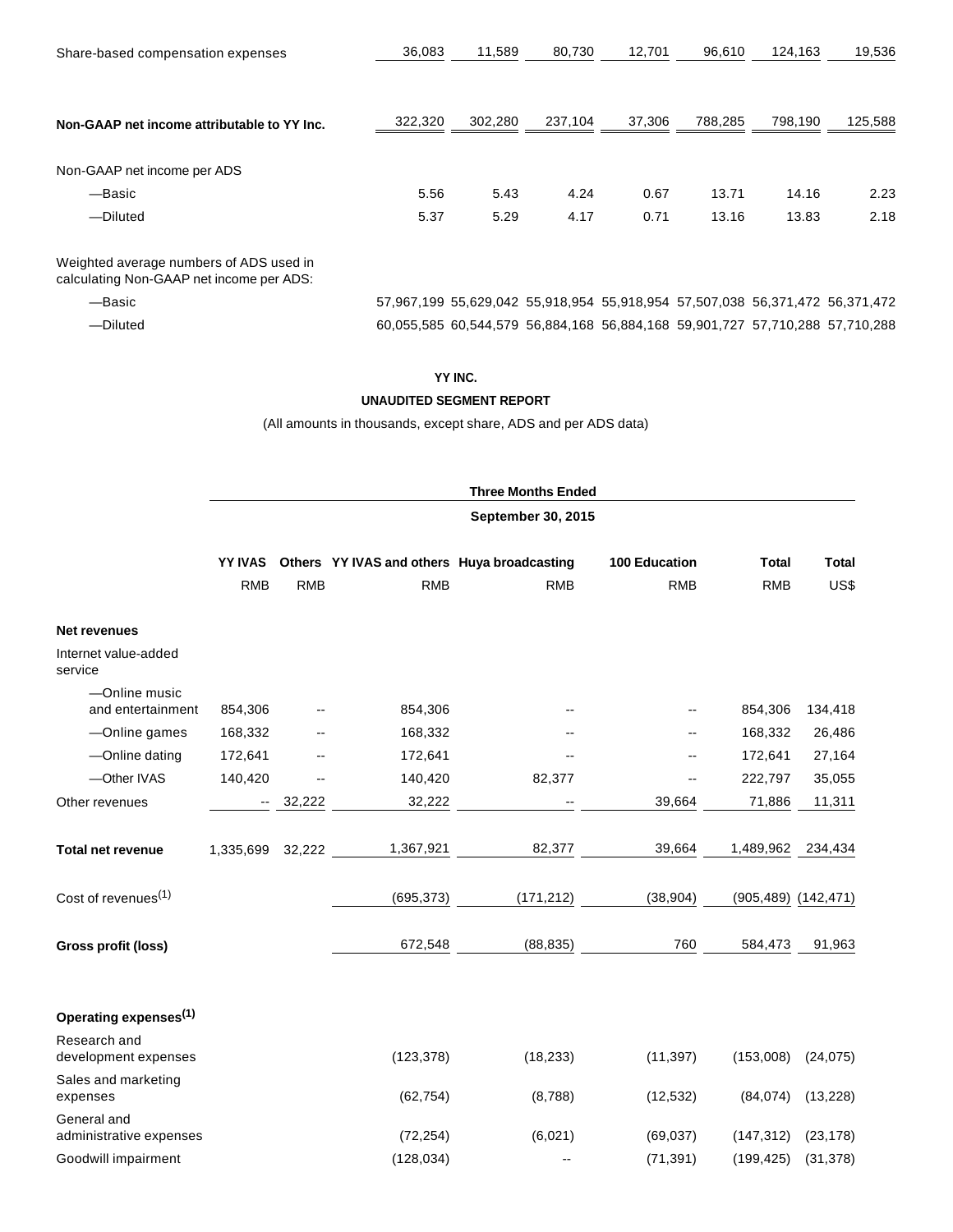| | | | | | | | |
|---|---|---|---|---|---|---|---|
| Share-based compensation expenses | 36,083 | 11,589 | 80,730 | 12,701 | 96,610 | 124,163 | 19,536 |
| **Non-GAAP net income attributable to YY Inc.** | 322,320 | 302,280 | 237,104 | 37,306 | 788,285 | 798,190 | 125,588 |
| Non-GAAP net income per ADS | | | | | | | |
| —Basic | 5.56 | 5.43 | 4.24 | 0.67 | 13.71 | 14.16 | 2.23 |
| —Diluted | 5.37 | 5.29 | 4.17 | 0.71 | 13.16 | 13.83 | 2.18 |
| Weighted average numbers of ADS used in calculating Non-GAAP net income per ADS: | | | | | | | |
| —Basic | 57,967,199 | 55,629,042 | 55,918,954 | 55,918,954 | 57,507,038 | 56,371,472 | 56,371,472 |
| —Diluted | 60,055,585 | 60,544,579 | 56,884,168 | 56,884,168 | 59,901,727 | 57,710,288 | 57,710,288 |

**YY INC.**

**UNAUDITED SEGMENT REPORT**

(All amounts in thousands, except share, ADS and per ADS data)

| | **Three Months Ended September 30, 2015** | | | | | | |
|---|---|---|---|---|---|---|---|
| | **YY IVAS** | **Others** | **YY IVAS and others** | **Huya broadcasting** | **100 Education** | **Total** | **Total** |
| | RMB | RMB | RMB | RMB | RMB | RMB | US$ |
| **Net revenues** | | | | | | | |
| Internet value-added service | | | | | | | |
| —Online music and entertainment | 854,306 | -- | 854,306 | -- | -- | 854,306 | 134,418 |
| —Online games | 168,332 | -- | 168,332 | -- | -- | 168,332 | 26,486 |
| —Online dating | 172,641 | -- | 172,641 | -- | -- | 172,641 | 27,164 |
| —Other IVAS | 140,420 | -- | 140,420 | 82,377 | -- | 222,797 | 35,055 |
| Other revenues | -- | 32,222 | 32,222 | -- | 39,664 | 71,886 | 11,311 |
| **Total net revenue** | 1,335,699 | 32,222 | 1,367,921 | 82,377 | 39,664 | 1,489,962 | 234,434 |
| Cost of revenues[(1)] | | | (695,373) | (171,212) | (38,904) | (905,489) | (142,471) |
| **Gross profit (loss)** | | | 672,548 | (88,835) | 760 | 584,473 | 91,963 |
| **Operating expenses[(1)]** | | | | | | | |
| Research and development expenses | | | (123,378) | (18,233) | (11,397) | (153,008) | (24,075) |
| Sales and marketing expenses | | | (62,754) | (8,788) | (12,532) | (84,074) | (13,228) |
| General and administrative expenses | | | (72,254) | (6,021) | (69,037) | (147,312) | (23,178) |
| Goodwill impairment | | | (128,034) | -- | (71,391) | (199,425) | (31,378) |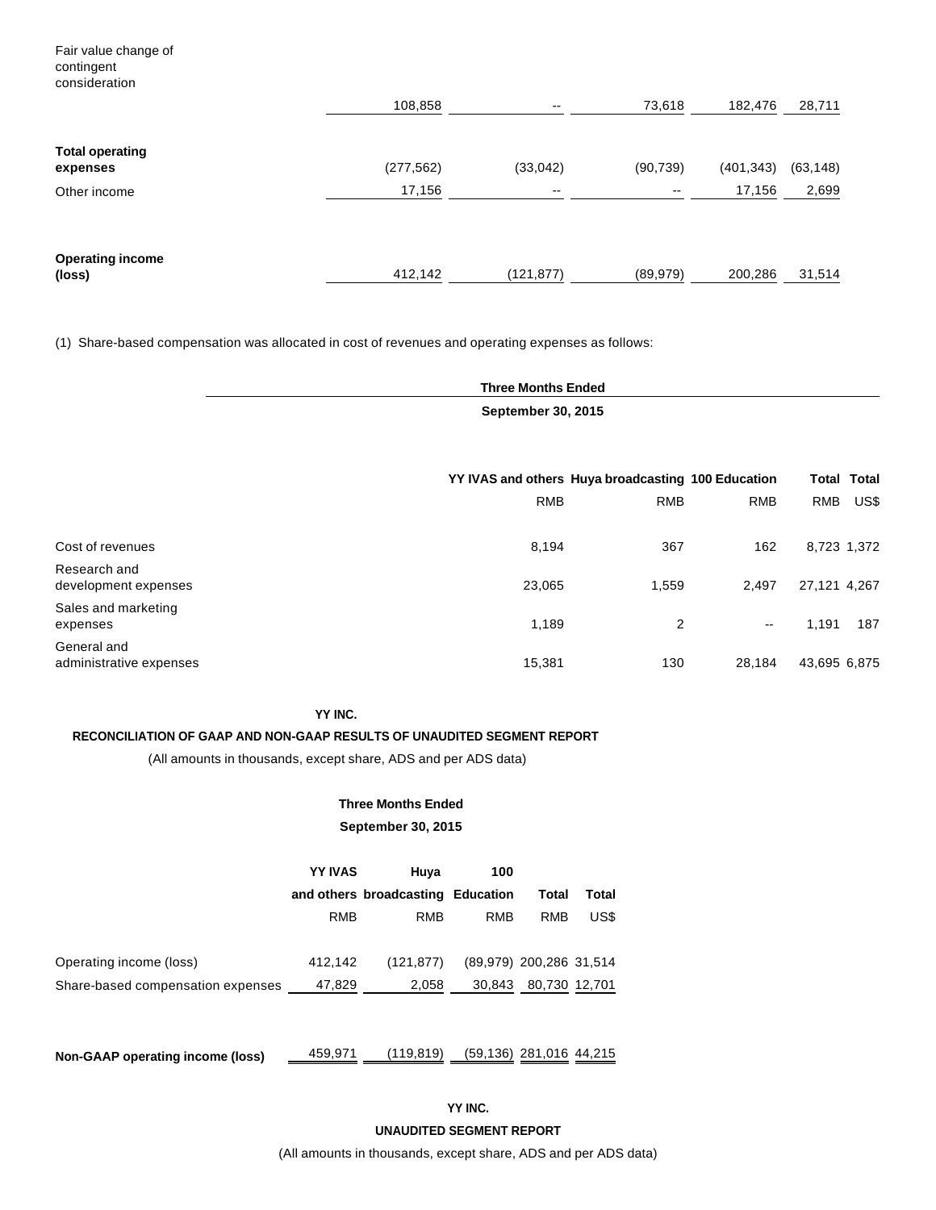| | | | | | |
|---|---|---|---|---|---|
| Fair value change of contingent consideration | 108,858 | -- | 73,618 | 182,476 | 28,711 |
| **Total operating expenses** | (277,562) | (33,042) | (90,739) | (401,343) | (63,148) |
| Other income | 17,156 | -- | -- | 17,156 | 2,699 |
| **Operating income (loss)** | 412,142 | (121,877) | (89,979) | 200,286 | 31,514 |

(1) Share-based compensation was allocated in cost of revenues and operating expenses as follows:

| | Three Months Ended September 30, 2015 | | | | |
|---|---|---|---|---|---|
| | **YY IVAS and others** | **Huya broadcasting** | **100 Education** | **Total** | **Total** |
| | RMB | RMB | RMB | RMB | US$ |
| Cost of revenues | 8,194 | 367 | 162 | 8,723 | 1,372 |
| Research and development expenses | 23,065 | 1,559 | 2,497 | 27,121 | 4,267 |
| Sales and marketing expenses | 1,189 | 2 | -- | 1,191 | 187 |
| General and administrative expenses | 15,381 | 130 | 28,184 | 43,695 | 6,875 |

**YY INC.**

**RECONCILIATION OF GAAP AND NON-GAAP RESULTS OF UNAUDITED SEGMENT REPORT**

(All amounts in thousands, except share, ADS and per ADS data)

| | Three Months Ended September 30, 2015 | | | | |
|---|---|---|---|---|---|
| | **YY IVAS and others** | **Huya broadcasting** | **100 Education** | **Total** | **Total** |
| | RMB | RMB | RMB | RMB | US$ |
| Operating income (loss) | 412,142 | (121,877) | (89,979) | 200,286 | 31,514 |
| Share-based compensation expenses | 47,829 | 2,058 | 30,843 | 80,730 | 12,701 |
| **Non-GAAP operating income (loss)** | 459,971 | (119,819) | (59,136) | 281,016 | 44,215 |

**YY INC.**

**UNAUDITED SEGMENT REPORT**

(All amounts in thousands, except share, ADS and per ADS data)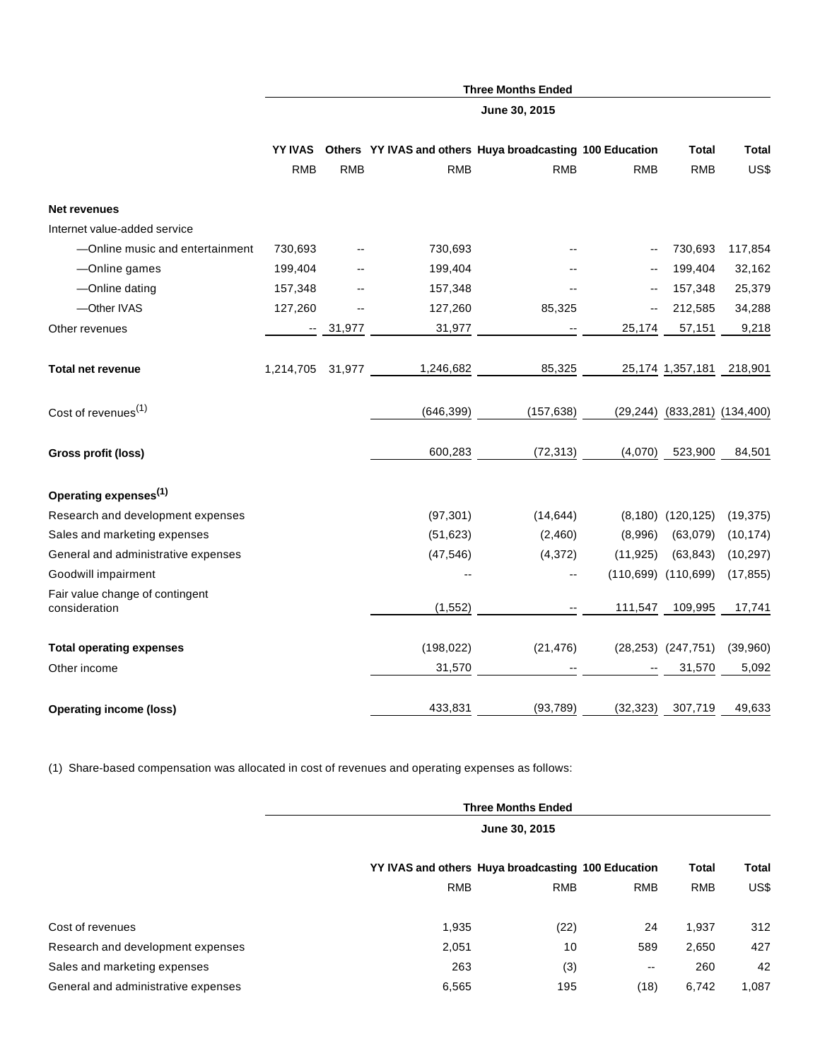| | Three Months Ended | | | | | | |
|---|---|---|---|---|---|---|---|
| | June 30, 2015 | | | | | | |
| | YY IVAS | Others | YY IVAS and others | Huya broadcasting | 100 Education | Total | Total |
| | RMB | RMB | RMB | RMB | RMB | RMB | US$ |
| **Net revenues** | | | | | | | |
| Internet value-added service | | | | | | | |
| —Online music and entertainment | 730,693 | -- | 730,693 | -- | -- | 730,693 | 117,854 |
| —Online games | 199,404 | -- | 199,404 | -- | -- | 199,404 | 32,162 |
| —Online dating | 157,348 | -- | 157,348 | -- | -- | 157,348 | 25,379 |
| —Other IVAS | 127,260 | -- | 127,260 | 85,325 | -- | 212,585 | 34,288 |
| Other revenues | -- | 31,977 | 31,977 | -- | 25,174 | 57,151 | 9,218 |
| **Total net revenue** | 1,214,705 | 31,977 | 1,246,682 | 85,325 | 25,174 | 1,357,181 | 218,901 |
| Cost of revenues[(1)] | | | (646,399) | (157,638) | (29,244) | (833,281) | (134,400) |
| **Gross profit (loss)** | | | 600,283 | (72,313) | (4,070) | 523,900 | 84,501 |
| **Operating expenses[(1)]** | | | | | | | |
| Research and development expenses | | | (97,301) | (14,644) | (8,180) | (120,125) | (19,375) |
| Sales and marketing expenses | | | (51,623) | (2,460) | (8,996) | (63,079) | (10,174) |
| General and administrative expenses | | | (47,546) | (4,372) | (11,925) | (63,843) | (10,297) |
| Goodwill impairment | | | -- | -- | (110,699) | (110,699) | (17,855) |
| Fair value change of contingent consideration | | | (1,552) | -- | 111,547 | 109,995 | 17,741 |
| **Total operating expenses** | | | (198,022) | (21,476) | (28,253) | (247,751) | (39,960) |
| Other income | | | 31,570 | -- | -- | 31,570 | 5,092 |
| **Operating income (loss)** | | | 433,831 | (93,789) | (32,323) | 307,719 | 49,633 |

(1) Share-based compensation was allocated in cost of revenues and operating expenses as follows:

| | Three Months Ended | | | | |
|---|---|---|---|---|---|
| | June 30, 2015 | | | | |
| | YY IVAS and others | Huya broadcasting | 100 Education | Total | Total |
| | RMB | RMB | RMB | RMB | US$ |
| Cost of revenues | 1,935 | (22) | 24 | 1,937 | 312 |
| Research and development expenses | 2,051 | 10 | 589 | 2,650 | 427 |
| Sales and marketing expenses | 263 | (3) | -- | 260 | 42 |
| General and administrative expenses | 6,565 | 195 | (18) | 6,742 | 1,087 |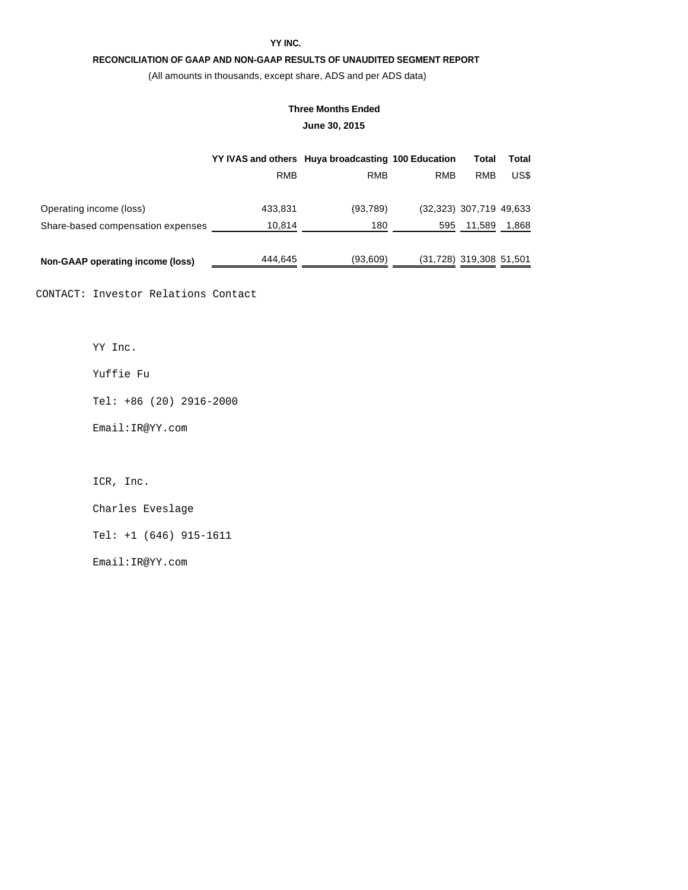**YY INC.**

**RECONCILIATION OF GAAP AND NON-GAAP RESULTS OF UNAUDITED SEGMENT REPORT**

(All amounts in thousands, except share, ADS and per ADS data)

| | Three Months Ended June 30, 2015 | | | | |
|---|---|---|---|---|---|
| | **YY IVAS and others** | **Huya broadcasting** | **100 Education** | **Total** | **Total** |
| | RMB | RMB | RMB | RMB | US$ |
| Operating income (loss) | 433,831 | (93,789) | (32,323) | 307,719 | 49,633 |
| Share-based compensation expenses | 10,814 | 180 | 595 | 11,589 | 1,868 |
| **Non-GAAP operating income (loss)** | 444,645 | (93,609) | (31,728) | 319,308 | 51,501 |

CONTACT: Investor Relations Contact

YY Inc.

Yuffie Fu

Tel: +86 (20) 2916-2000

Email:IR@YY.com

ICR, Inc.

Charles Eveslage

Tel: +1 (646) 915-1611

Email:IR@YY.com